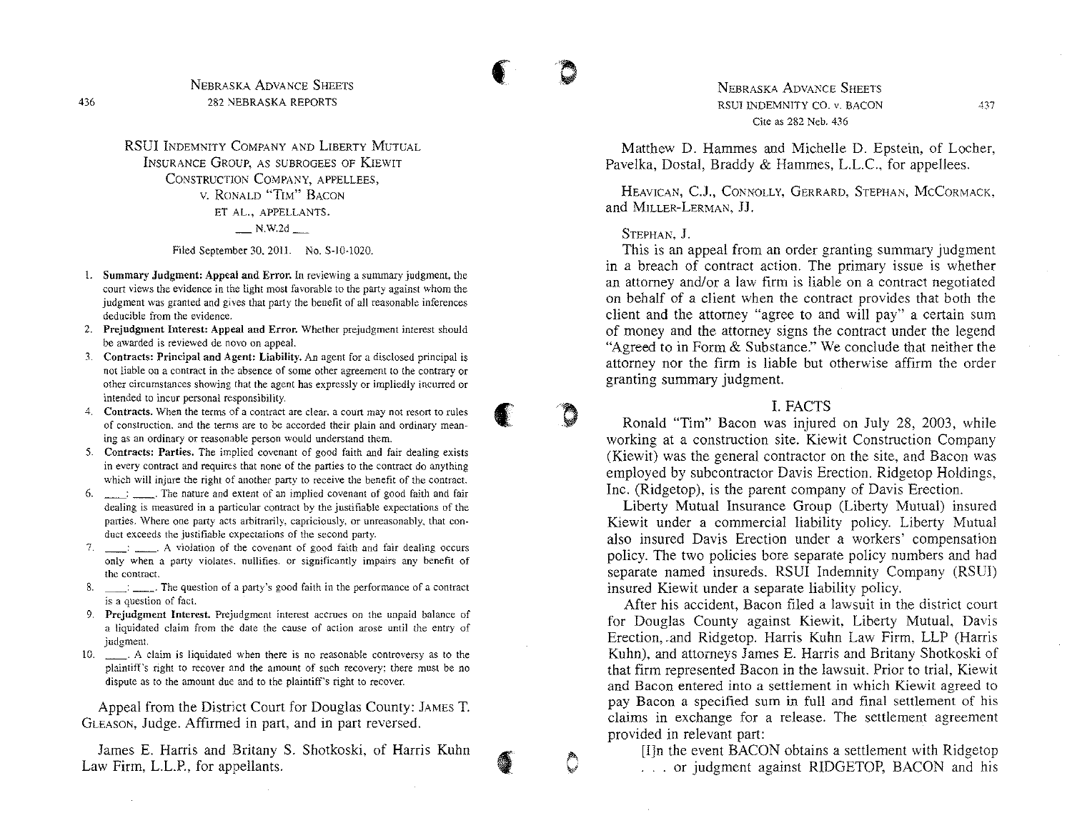RSUI Indemnity Company and Liberty Mutual Insurance Group, as subrogees of Kiewit Construction Company, appellees, v. Ronald "Tim" Bacon et al., appellants.

___ N.W.2d ___

Filed September 30, 2011. No. S-10-1020.

1. **Summary Judgment: Appeal and Error.** In reviewing a summary judgment, the court views the evidence in the light most favorable to the party against whom the judgment was granted and gives that party the benefit of all reasonable inferences deducible from the evidence.
2. **Prejudgment Interest: Appeal and Error.** Whether prejudgment interest should be awarded is reviewed de novo on appeal.
3. **Contracts: Principal and Agent: Liability.** An agent for a disclosed principal is not liable on a contract in the absence of some other agreement to the contrary or other circumstances showing that the agent has expressly or impliedly incurred or intended to incur personal responsibility.
4. **Contracts.** When the terms of a contract are clear, a court may not resort to rules of construction, and the terms are to be accorded their plain and ordinary meaning as an ordinary or reasonable person would understand them.
5. **Contracts: Parties.** The implied covenant of good faith and fair dealing exists in every contract and requires that none of the parties to the contract do anything which will injure the right of another party to receive the benefit of the contract.
6. ___: ___. The nature and extent of an implied covenant of good faith and fair dealing is measured in a particular contract by the justifiable expectations of the parties. Where one party acts arbitrarily, capriciously, or unreasonably, that conduct exceeds the justifiable expectations of the second party.
7. ___: ___. A violation of the covenant of good faith and fair dealing occurs only when a party violates, nullifies, or significantly impairs any benefit of the contract.
8. ___: ___. The question of a party's good faith in the performance of a contract is a question of fact.
9. **Prejudgment Interest.** Prejudgment interest accrues on the unpaid balance of a liquidated claim from the date the cause of action arose until the entry of judgment.
10. ___. A claim is liquidated when there is no reasonable controversy as to the plaintiff's right to recover and the amount of such recovery; there must be no dispute as to the amount due and to the plaintiff's right to recover.

Appeal from the District Court for Douglas County: James T. Gleason, Judge. Affirmed in part, and in part reversed.

James E. Harris and Britany S. Shotkoski, of Harris Kuhn Law Firm, L.L.P., for appellants.

Matthew D. Hammes and Michelle D. Epstein, of Locher, Pavelka, Dostal, Braddy & Hammes, L.L.C., for appellees.

Heavican, C.J., Connolly, Gerrard, Stephan, McCormack, and Miller-Lerman, JJ.

Stephan, J.

This is an appeal from an order granting summary judgment in a breach of contract action. The primary issue is whether an attorney and/or a law firm is liable on a contract negotiated on behalf of a client when the contract provides that both the client and the attorney "agree to and will pay" a certain sum of money and the attorney signs the contract under the legend "Agreed to in Form & Substance." We conclude that neither the attorney nor the firm is liable but otherwise affirm the order granting summary judgment.

## I. FACTS

Ronald "Tim" Bacon was injured on July 28, 2003, while working at a construction site. Kiewit Construction Company (Kiewit) was the general contractor on the site, and Bacon was employed by subcontractor Davis Erection. Ridgetop Holdings, Inc. (Ridgetop), is the parent company of Davis Erection.

Liberty Mutual Insurance Group (Liberty Mutual) insured Kiewit under a commercial liability policy. Liberty Mutual also insured Davis Erection under a workers' compensation policy. The two policies bore separate policy numbers and had separate named insureds. RSUI Indemnity Company (RSUI) insured Kiewit under a separate liability policy.

After his accident, Bacon filed a lawsuit in the district court for Douglas County against Kiewit, Liberty Mutual, Davis Erection, and Ridgetop. Harris Kuhn Law Firm, LLP (Harris Kuhn), and attorneys James E. Harris and Britany Shotkoski of that firm represented Bacon in the lawsuit. Prior to trial, Kiewit and Bacon entered into a settlement in which Kiewit agreed to pay Bacon a specified sum in full and final settlement of his claims in exchange for a release. The settlement agreement provided in relevant part:

> [I]n the event BACON obtains a settlement with Ridgetop . . . or judgment against RIDGETOP, BACON and his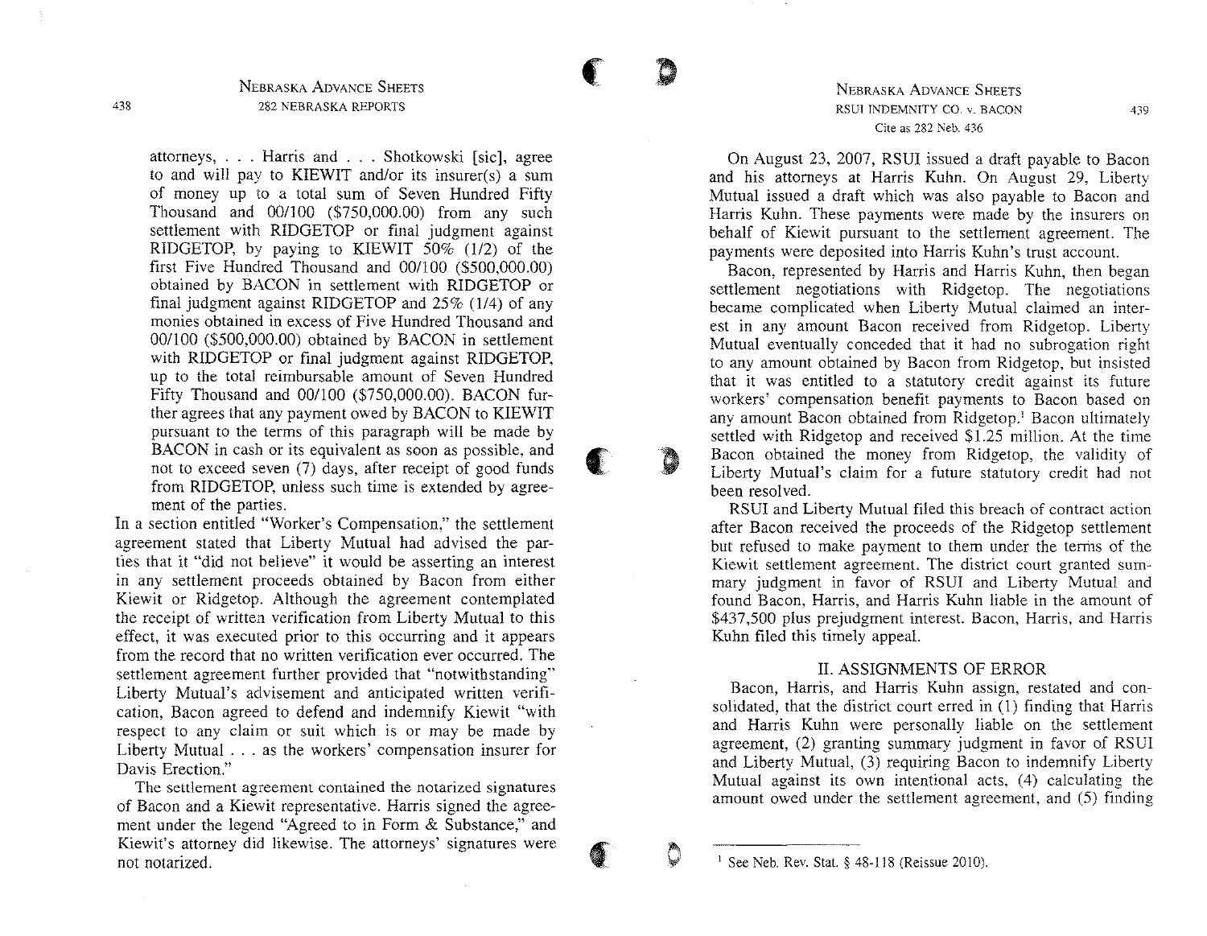attorneys, . . . Harris and . . . Shotkowski [sic], agree to and will pay to KIEWIT and/or its insurer(s) a sum of money up to a total sum of Seven Hundred Fifty Thousand and 00/100 ($750,000.00) from any such settlement with RIDGETOP or final judgment against RIDGETOP, by paying to KIEWIT 50% (1/2) of the first Five Hundred Thousand and 00/100 ($500,000.00) obtained by BACON in settlement with RIDGETOP or final judgment against RIDGETOP and 25% (1/4) of any monies obtained in excess of Five Hundred Thousand and 00/100 ($500,000.00) obtained by BACON in settlement with RIDGETOP or final judgment against RIDGETOP, up to the total reimbursable amount of Seven Hundred Fifty Thousand and 00/100 ($750,000.00). BACON further agrees that any payment owed by BACON to KIEWIT pursuant to the terms of this paragraph will be made by BACON in cash or its equivalent as soon as possible, and not to exceed seven (7) days, after receipt of good funds from RIDGETOP, unless such time is extended by agreement of the parties.

In a section entitled "Worker's Compensation," the settlement agreement stated that Liberty Mutual had advised the parties that it "did not believe" it would be asserting an interest in any settlement proceeds obtained by Bacon from either Kiewit or Ridgetop. Although the agreement contemplated the receipt of written verification from Liberty Mutual to this effect, it was executed prior to this occurring and it appears from the record that no written verification ever occurred. The settlement agreement further provided that "notwithstanding" Liberty Mutual's advisement and anticipated written verification, Bacon agreed to defend and indemnify Kiewit "with respect to any claim or suit which is or may be made by Liberty Mutual . . . as the workers' compensation insurer for Davis Erection."

The settlement agreement contained the notarized signatures of Bacon and a Kiewit representative. Harris signed the agreement under the legend "Agreed to in Form & Substance," and Kiewit's attorney did likewise. The attorneys' signatures were not notarized.

On August 23, 2007, RSUI issued a draft payable to Bacon and his attorneys at Harris Kuhn. On August 29, Liberty Mutual issued a draft which was also payable to Bacon and Harris Kuhn. These payments were made by the insurers on behalf of Kiewit pursuant to the settlement agreement. The payments were deposited into Harris Kuhn's trust account.

Bacon, represented by Harris and Harris Kuhn, then began settlement negotiations with Ridgetop. The negotiations became complicated when Liberty Mutual claimed an interest in any amount Bacon received from Ridgetop. Liberty Mutual eventually conceded that it had no subrogation right to any amount obtained by Bacon from Ridgetop, but insisted that it was entitled to a statutory credit against its future workers' compensation benefit payments to Bacon based on any amount Bacon obtained from Ridgetop.[1] Bacon ultimately settled with Ridgetop and received $1.25 million. At the time Bacon obtained the money from Ridgetop, the validity of Liberty Mutual's claim for a future statutory credit had not been resolved.

RSUI and Liberty Mutual filed this breach of contract action after Bacon received the proceeds of the Ridgetop settlement but refused to make payment to them under the terms of the Kiewit settlement agreement. The district court granted summary judgment in favor of RSUI and Liberty Mutual and found Bacon, Harris, and Harris Kuhn liable in the amount of $437,500 plus prejudgment interest. Bacon, Harris, and Harris Kuhn filed this timely appeal.

## II. ASSIGNMENTS OF ERROR

Bacon, Harris, and Harris Kuhn assign, restated and consolidated, that the district court erred in (1) finding that Harris and Harris Kuhn were personally liable on the settlement agreement, (2) granting summary judgment in favor of RSUI and Liberty Mutual, (3) requiring Bacon to indemnify Liberty Mutual against its own intentional acts, (4) calculating the amount owed under the settlement agreement, and (5) finding

[1] See Neb. Rev. Stat. § 48-118 (Reissue 2010).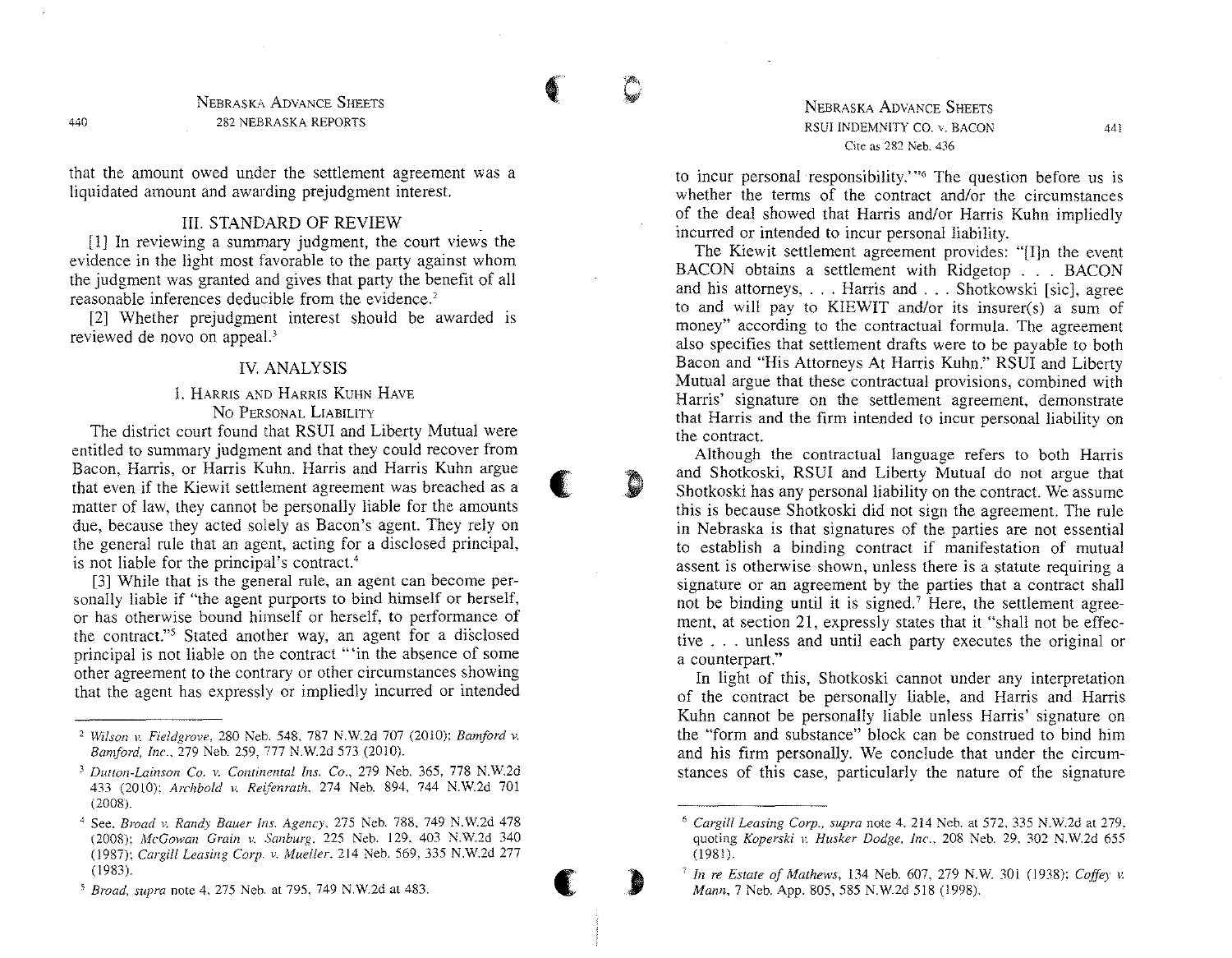that the amount owed under the settlement agreement was a liquidated amount and awarding prejudgment interest.

## III. STANDARD OF REVIEW

[1] In reviewing a summary judgment, the court views the evidence in the light most favorable to the party against whom the judgment was granted and gives that party the benefit of all reasonable inferences deducible from the evidence.[2]

[2] Whether prejudgment interest should be awarded is reviewed de novo on appeal.[3]

## IV. ANALYSIS

### 1. Harris and Harris Kuhn Have No Personal Liability

The district court found that RSUI and Liberty Mutual were entitled to summary judgment and that they could recover from Bacon, Harris, or Harris Kuhn. Harris and Harris Kuhn argue that even if the Kiewit settlement agreement was breached as a matter of law, they cannot be personally liable for the amounts due, because they acted solely as Bacon's agent. They rely on the general rule that an agent, acting for a disclosed principal, is not liable for the principal's contract.[4]

[3] While that is the general rule, an agent can become personally liable if "the agent purports to bind himself or herself, or has otherwise bound himself or herself, to performance of the contract."[5] Stated another way, an agent for a disclosed principal is not liable on the contract "'in the absence of some other agreement to the contrary or other circumstances showing that the agent has expressly or impliedly incurred or intended to incur personal responsibility.'"[6] The question before us is whether the terms of the contract and/or the circumstances of the deal showed that Harris and/or Harris Kuhn impliedly incurred or intended to incur personal liability.

The Kiewit settlement agreement provides: "[I]n the event BACON obtains a settlement with Ridgetop . . . BACON and his attorneys, . . . Harris and . . . Shotkowski [sic], agree to and will pay to KIEWIT and/or its insurer(s) a sum of money" according to the contractual formula. The agreement also specifies that settlement drafts were to be payable to both Bacon and "His Attorneys At Harris Kuhn." RSUI and Liberty Mutual argue that these contractual provisions, combined with Harris' signature on the settlement agreement, demonstrate that Harris and the firm intended to incur personal liability on the contract.

Although the contractual language refers to both Harris and Shotkoski, RSUI and Liberty Mutual do not argue that Shotkoski has any personal liability on the contract. We assume this is because Shotkoski did not sign the agreement. The rule in Nebraska is that signatures of the parties are not essential to establish a binding contract if manifestation of mutual assent is otherwise shown, unless there is a statute requiring a signature or an agreement by the parties that a contract shall not be binding until it is signed.[7] Here, the settlement agreement, at section 21, expressly states that it "shall not be effective . . . unless and until each party executes the original or a counterpart."

In light of this, Shotkoski cannot under any interpretation of the contract be personally liable, and Harris and Harris Kuhn cannot be personally liable unless Harris' signature on the "form and substance" block can be construed to bind him and his firm personally. We conclude that under the circumstances of this case, particularly the nature of the signature

---

[2] *Wilson v. Fieldgrove*, 280 Neb. 548, 787 N.W.2d 707 (2010); *Bamford v. Bamford, Inc.*, 279 Neb. 259, 777 N.W.2d 573 (2010).

[3] *Dutton-Lainson Co. v. Continental Ins. Co.*, 279 Neb. 365, 778 N.W.2d 433 (2010); *Archbold v. Reifenrath*, 274 Neb. 894, 744 N.W.2d 701 (2008).

[4] See, *Broad v. Randy Bauer Ins. Agency*, 275 Neb. 788, 749 N.W.2d 478 (2008); *McGowan Grain v. Sanburg*, 225 Neb. 129, 403 N.W.2d 340 (1987); *Cargill Leasing Corp. v. Mueller*, 214 Neb. 569, 335 N.W.2d 277 (1983).

[5] *Broad, supra* note 4, 275 Neb. at 795, 749 N.W.2d at 483.

[6] *Cargill Leasing Corp., supra* note 4, 214 Neb. at 572, 335 N.W.2d at 279, quoting *Koperski v. Husker Dodge, Inc.*, 208 Neb. 29, 302 N.W.2d 655 (1981).

[7] *In re Estate of Mathews*, 134 Neb. 607, 279 N.W. 301 (1938); *Coffey v. Mann*, 7 Neb. App. 805, 585 N.W.2d 518 (1998).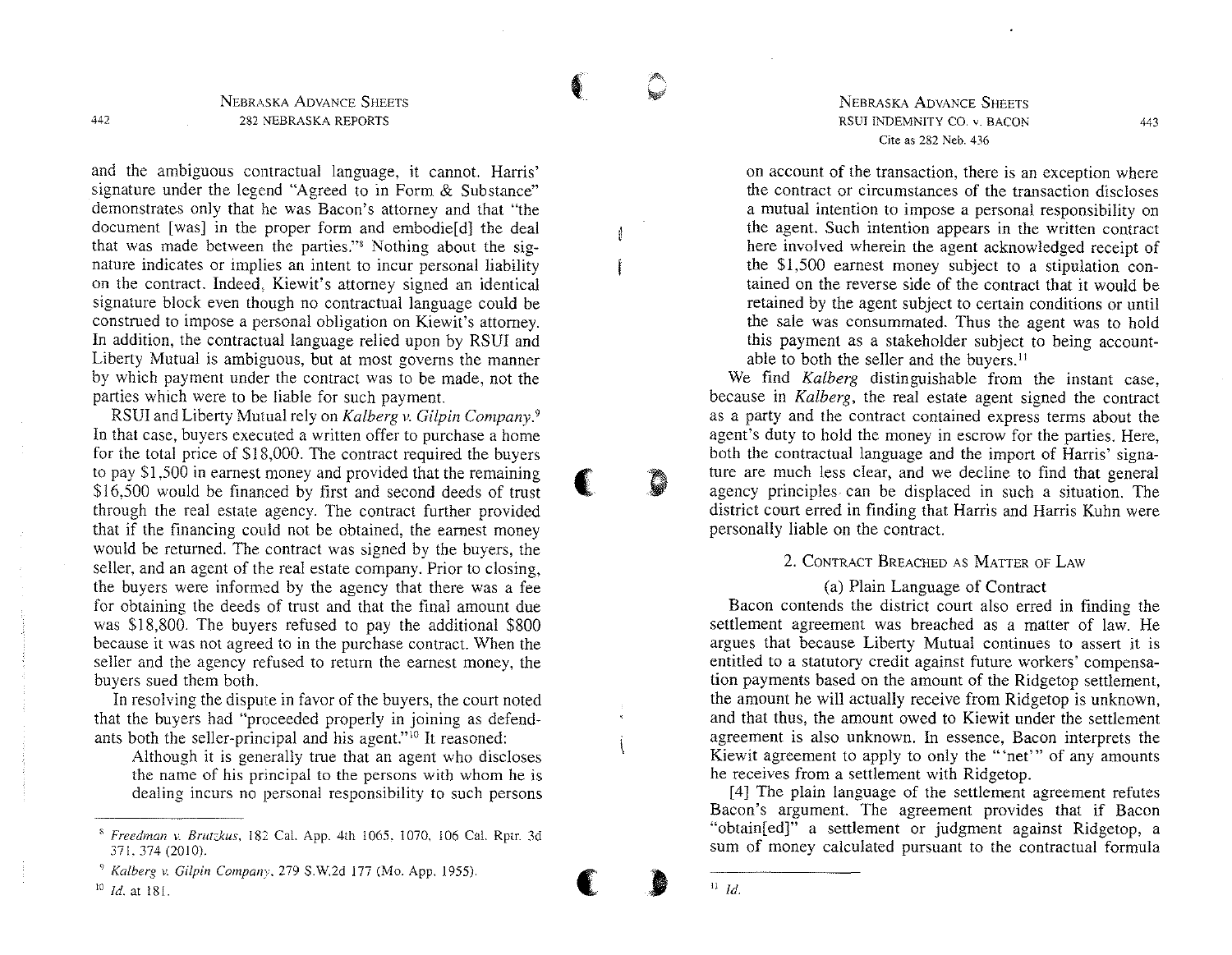and the ambiguous contractual language, it cannot. Harris' signature under the legend "Agreed to in Form & Substance" demonstrates only that he was Bacon's attorney and that "the document [was] in the proper form and embodie[d] the deal that was made between the parties."[8] Nothing about the signature indicates or implies an intent to incur personal liability on the contract. Indeed, Kiewit's attorney signed an identical signature block even though no contractual language could be construed to impose a personal obligation on Kiewit's attorney. In addition, the contractual language relied upon by RSUI and Liberty Mutual is ambiguous, but at most governs the manner by which payment under the contract was to be made, not the parties which were to be liable for such payment.

RSUI and Liberty Mutual rely on *Kalberg v. Gilpin Company*.[9] In that case, buyers executed a written offer to purchase a home for the total price of $18,000. The contract required the buyers to pay $1,500 in earnest money and provided that the remaining $16,500 would be financed by first and second deeds of trust through the real estate agency. The contract further provided that if the financing could not be obtained, the earnest money would be returned. The contract was signed by the buyers, the seller, and an agent of the real estate company. Prior to closing, the buyers were informed by the agency that there was a fee for obtaining the deeds of trust and that the final amount due was $18,800. The buyers refused to pay the additional $800 because it was not agreed to in the purchase contract. When the seller and the agency refused to return the earnest money, the buyers sued them both.

In resolving the dispute in favor of the buyers, the court noted that the buyers had "proceeded properly in joining as defendants both the seller-principal and his agent."[10] It reasoned:

> Although it is generally true that an agent who discloses the name of his principal to the persons with whom he is dealing incurs no personal responsibility to such persons on account of the transaction, there is an exception where the contract or circumstances of the transaction discloses a mutual intention to impose a personal responsibility on the agent. Such intention appears in the written contract here involved wherein the agent acknowledged receipt of the $1,500 earnest money subject to a stipulation contained on the reverse side of the contract that it would be retained by the agent subject to certain conditions or until the sale was consummated. Thus the agent was to hold this payment as a stakeholder subject to being accountable to both the seller and the buyers.[11]

We find *Kalberg* distinguishable from the instant case, because in *Kalberg*, the real estate agent signed the contract as a party and the contract contained express terms about the agent's duty to hold the money in escrow for the parties. Here, both the contractual language and the import of Harris' signature are much less clear, and we decline to find that general agency principles can be displaced in such a situation. The district court erred in finding that Harris and Harris Kuhn were personally liable on the contract.

## 2. Contract Breached as Matter of Law

### (a) Plain Language of Contract

Bacon contends the district court also erred in finding the settlement agreement was breached as a matter of law. He argues that because Liberty Mutual continues to assert it is entitled to a statutory credit against future workers' compensation payments based on the amount of the Ridgetop settlement, the amount he will actually receive from Ridgetop is unknown, and that thus, the amount owed to Kiewit under the settlement agreement is also unknown. In essence, Bacon interprets the Kiewit agreement to apply to only the "'net'" of any amounts he receives from a settlement with Ridgetop.

[4] The plain language of the settlement agreement refutes Bacon's argument. The agreement provides that if Bacon "obtain[ed]" a settlement or judgment against Ridgetop, a sum of money calculated pursuant to the contractual formula

---

[8] *Freedman v. Brutzkus*, 182 Cal. App. 4th 1065, 1070, 106 Cal. Rptr. 3d 371, 374 (2010).

[9] *Kalberg v. Gilpin Company*, 279 S.W.2d 177 (Mo. App. 1955).

[10] *Id.* at 181.

[11] *Id.*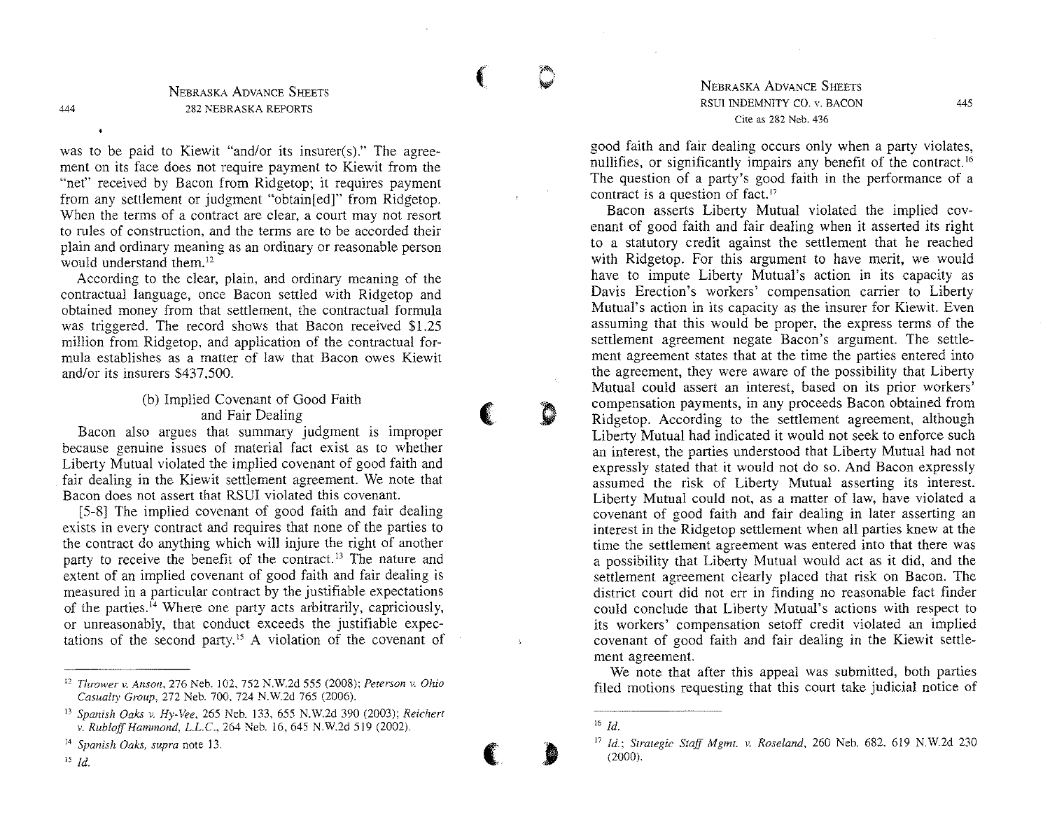was to be paid to Kiewit "and/or its insurer(s)." The agreement on its face does not require payment to Kiewit from the "net" received by Bacon from Ridgetop; it requires payment from any settlement or judgment "obtain[ed]" from Ridgetop. When the terms of a contract are clear, a court may not resort to rules of construction, and the terms are to be accorded their plain and ordinary meaning as an ordinary or reasonable person would understand them.[12]

According to the clear, plain, and ordinary meaning of the contractual language, once Bacon settled with Ridgetop and obtained money from that settlement, the contractual formula was triggered. The record shows that Bacon received $1.25 million from Ridgetop, and application of the contractual formula establishes as a matter of law that Bacon owes Kiewit and/or its insurers $437,500.

#### (b) Implied Covenant of Good Faith and Fair Dealing

Bacon also argues that summary judgment is improper because genuine issues of material fact exist as to whether Liberty Mutual violated the implied covenant of good faith and fair dealing in the Kiewit settlement agreement. We note that Bacon does not assert that RSUI violated this covenant.

[5-8] The implied covenant of good faith and fair dealing exists in every contract and requires that none of the parties to the contract do anything which will injure the right of another party to receive the benefit of the contract.[13] The nature and extent of an implied covenant of good faith and fair dealing is measured in a particular contract by the justifiable expectations of the parties.[14] Where one party acts arbitrarily, capriciously, or unreasonably, that conduct exceeds the justifiable expectations of the second party.[15] A violation of the covenant of good faith and fair dealing occurs only when a party violates, nullifies, or significantly impairs any benefit of the contract.[16] The question of a party's good faith in the performance of a contract is a question of fact.[17]

Bacon asserts Liberty Mutual violated the implied covenant of good faith and fair dealing when it asserted its right to a statutory credit against the settlement that he reached with Ridgetop. For this argument to have merit, we would have to impute Liberty Mutual's action in its capacity as Davis Erection's workers' compensation carrier to Liberty Mutual's action in its capacity as the insurer for Kiewit. Even assuming that this would be proper, the express terms of the settlement agreement negate Bacon's argument. The settlement agreement states that at the time the parties entered into the agreement, they were aware of the possibility that Liberty Mutual could assert an interest, based on its prior workers' compensation payments, in any proceeds Bacon obtained from Ridgetop. According to the settlement agreement, although Liberty Mutual had indicated it would not seek to enforce such an interest, the parties understood that Liberty Mutual had not expressly stated that it would not do so. And Bacon expressly assumed the risk of Liberty Mutual asserting its interest. Liberty Mutual could not, as a matter of law, have violated a covenant of good faith and fair dealing in later asserting an interest in the Ridgetop settlement when all parties knew at the time the settlement agreement was entered into that there was a possibility that Liberty Mutual would act as it did, and the settlement agreement clearly placed that risk on Bacon. The district court did not err in finding no reasonable fact finder could conclude that Liberty Mutual's actions with respect to its workers' compensation setoff credit violated an implied covenant of good faith and fair dealing in the Kiewit settlement agreement.

We note that after this appeal was submitted, both parties filed motions requesting that this court take judicial notice of

---

[12] *Thrower v. Anson*, 276 Neb. 102, 752 N.W.2d 555 (2008); *Peterson v. Ohio Casualty Group*, 272 Neb. 700, 724 N.W.2d 765 (2006).

[13] *Spanish Oaks v. Hy-Vee*, 265 Neb. 133, 655 N.W.2d 390 (2003); *Reichert v. Rubloff Hammond, L.L.C.*, 264 Neb. 16, 645 N.W.2d 519 (2002).

[14] *Spanish Oaks, supra* note 13.

[15] *Id.*

[16] *Id.*

[17] *Id.*; *Strategic Staff Mgmt. v. Roseland*, 260 Neb. 682, 619 N.W.2d 230 (2000).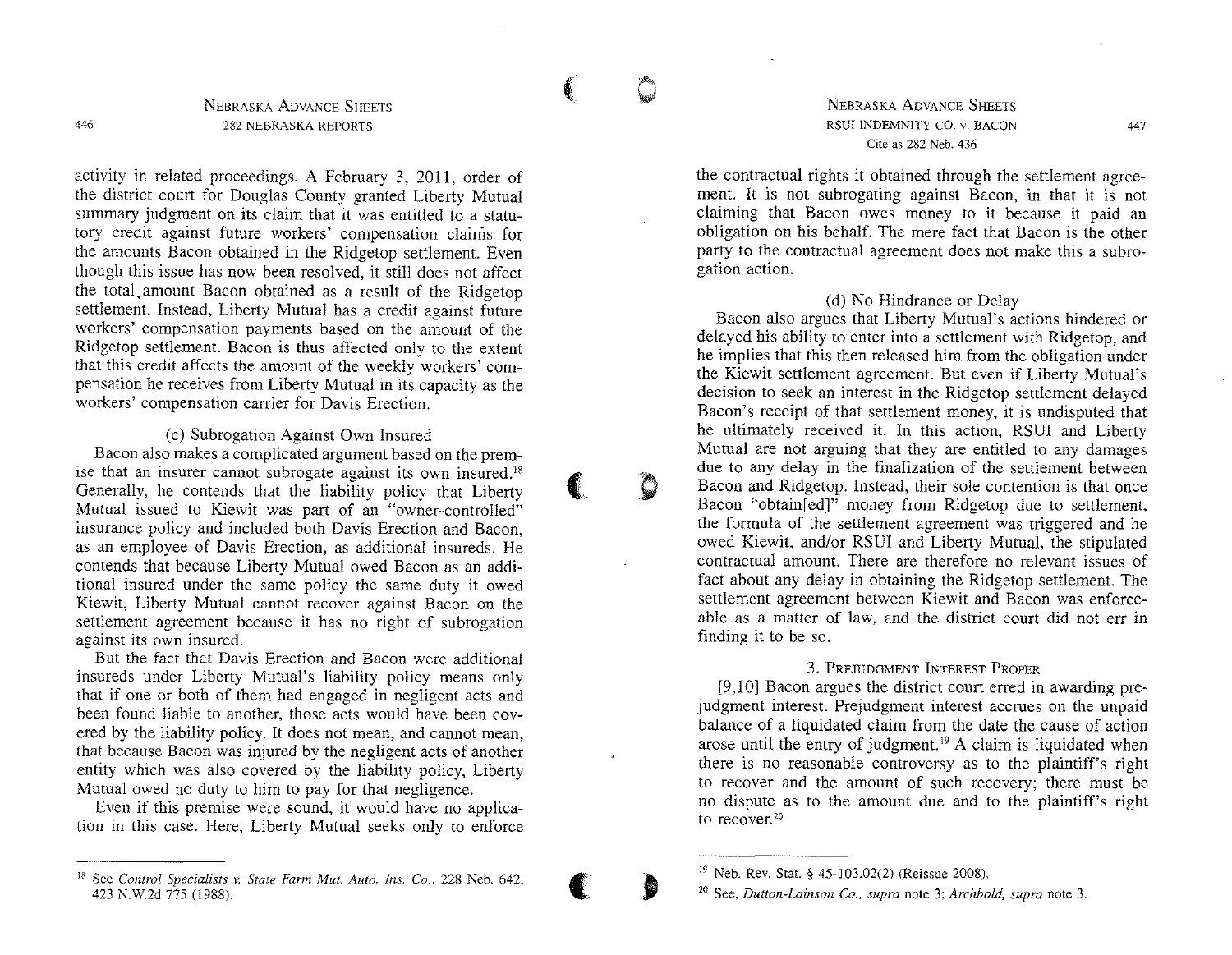activity in related proceedings. A February 3, 2011, order of the district court for Douglas County granted Liberty Mutual summary judgment on its claim that it was entitled to a statutory credit against future workers' compensation claims for the amounts Bacon obtained in the Ridgetop settlement. Even though this issue has now been resolved, it still does not affect the total amount Bacon obtained as a result of the Ridgetop settlement. Instead, Liberty Mutual has a credit against future workers' compensation payments based on the amount of the Ridgetop settlement. Bacon is thus affected only to the extent that this credit affects the amount of the weekly workers' compensation he receives from Liberty Mutual in its capacity as the workers' compensation carrier for Davis Erection.

### (c) Subrogation Against Own Insured

Bacon also makes a complicated argument based on the premise that an insurer cannot subrogate against its own insured.[18] Generally, he contends that the liability policy that Liberty Mutual issued to Kiewit was part of an "owner-controlled" insurance policy and included both Davis Erection and Bacon, as an employee of Davis Erection, as additional insureds. He contends that because Liberty Mutual owed Bacon as an additional insured under the same policy the same duty it owed Kiewit, Liberty Mutual cannot recover against Bacon on the settlement agreement because it has no right of subrogation against its own insured.

But the fact that Davis Erection and Bacon were additional insureds under Liberty Mutual's liability policy means only that if one or both of them had engaged in negligent acts and been found liable to another, those acts would have been covered by the liability policy. It does not mean, and cannot mean, that because Bacon was injured by the negligent acts of another entity which was also covered by the liability policy, Liberty Mutual owed no duty to him to pay for that negligence.

Even if this premise were sound, it would have no application in this case. Here, Liberty Mutual seeks only to enforce the contractual rights it obtained through the settlement agreement. It is not subrogating against Bacon, in that it is not claiming that Bacon owes money to it because it paid an obligation on his behalf. The mere fact that Bacon is the other party to the contractual agreement does not make this a subrogation action.

### (d) No Hindrance or Delay

Bacon also argues that Liberty Mutual's actions hindered or delayed his ability to enter into a settlement with Ridgetop, and he implies that this then released him from the obligation under the Kiewit settlement agreement. But even if Liberty Mutual's decision to seek an interest in the Ridgetop settlement delayed Bacon's receipt of that settlement money, it is undisputed that he ultimately received it. In this action, RSUI and Liberty Mutual are not arguing that they are entitled to any damages due to any delay in the finalization of the settlement between Bacon and Ridgetop. Instead, their sole contention is that once Bacon "obtain[ed]" money from Ridgetop due to settlement, the formula of the settlement agreement was triggered and he owed Kiewit, and/or RSUI and Liberty Mutual, the stipulated contractual amount. There are therefore no relevant issues of fact about any delay in obtaining the Ridgetop settlement. The settlement agreement between Kiewit and Bacon was enforceable as a matter of law, and the district court did not err in finding it to be so.

## 3. Prejudgment Interest Proper

[9,10] Bacon argues the district court erred in awarding prejudgment interest. Prejudgment interest accrues on the unpaid balance of a liquidated claim from the date the cause of action arose until the entry of judgment.[19] A claim is liquidated when there is no reasonable controversy as to the plaintiff's right to recover and the amount of such recovery; there must be no dispute as to the amount due and to the plaintiff's right to recover.[20]

---

[18] See *Control Specialists v. State Farm Mut. Auto. Ins. Co.*, 228 Neb. 642, 423 N.W.2d 775 (1988).

[19] Neb. Rev. Stat. § 45-103.02(2) (Reissue 2008).

[20] See, *Dutton-Lainson Co.*, *supra* note 3; *Archbold*, *supra* note 3.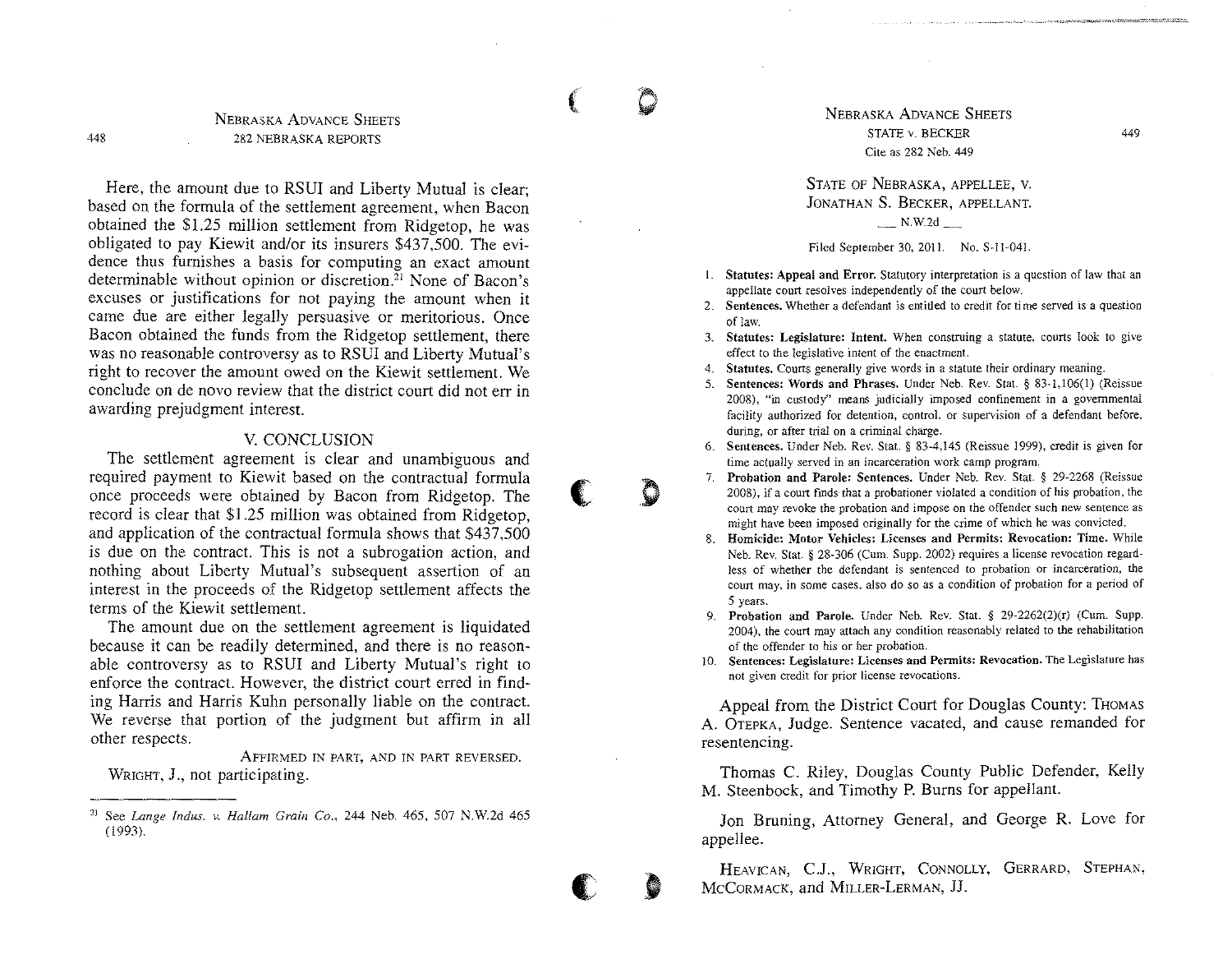Here, the amount due to RSUI and Liberty Mutual is clear; based on the formula of the settlement agreement, when Bacon obtained the $1.25 million settlement from Ridgetop, he was obligated to pay Kiewit and/or its insurers $437,500. The evidence thus furnishes a basis for computing an exact amount determinable without opinion or discretion.[21] None of Bacon's excuses or justifications for not paying the amount when it came due are either legally persuasive or meritorious. Once Bacon obtained the funds from the Ridgetop settlement, there was no reasonable controversy as to RSUI and Liberty Mutual's right to recover the amount owed on the Kiewit settlement. We conclude on de novo review that the district court did not err in awarding prejudgment interest.

## V. CONCLUSION

The settlement agreement is clear and unambiguous and required payment to Kiewit based on the contractual formula once proceeds were obtained by Bacon from Ridgetop. The record is clear that $1.25 million was obtained from Ridgetop, and application of the contractual formula shows that $437,500 is due on the contract. This is not a subrogation action, and nothing about Liberty Mutual's subsequent assertion of an interest in the proceeds of the Ridgetop settlement affects the terms of the Kiewit settlement.

The amount due on the settlement agreement is liquidated because it can be readily determined, and there is no reasonable controversy as to RSUI and Liberty Mutual's right to enforce the contract. However, the district court erred in finding Harris and Harris Kuhn personally liable on the contract. We reverse that portion of the judgment but affirm in all other respects.

AFFIRMED IN PART, AND IN PART REVERSED.

WRIGHT, J., not participating.

[21] See *Lange Indus. v. Hallam Grain Co.*, 244 Neb. 465, 507 N.W.2d 465 (1993).

---

# STATE OF NEBRASKA, APPELLEE, V. JONATHAN S. BECKER, APPELLANT.

___ N.W.2d ___

Filed September 30, 2011. No. S-11-041.

1. **Statutes: Appeal and Error.** Statutory interpretation is a question of law that an appellate court resolves independently of the court below.
2. **Sentences.** Whether a defendant is entitled to credit for time served is a question of law.
3. **Statutes: Legislature: Intent.** When construing a statute, courts look to give effect to the legislative intent of the enactment.
4. **Statutes.** Courts generally give words in a statute their ordinary meaning.
5. **Sentences: Words and Phrases.** Under Neb. Rev. Stat. § 83-1,106(1) (Reissue 2008), "in custody" means judicially imposed confinement in a governmental facility authorized for detention, control, or supervision of a defendant before, during, or after trial on a criminal charge.
6. **Sentences.** Under Neb. Rev. Stat. § 83-4,145 (Reissue 1999), credit is given for time actually served in an incarceration work camp program.
7. **Probation and Parole: Sentences.** Under Neb. Rev. Stat. § 29-2268 (Reissue 2008), if a court finds that a probationer violated a condition of his probation, the court may revoke the probation and impose on the offender such new sentence as might have been imposed originally for the crime of which he was convicted.
8. **Homicide: Motor Vehicles: Licenses and Permits: Revocation: Time.** While Neb. Rev. Stat. § 28-306 (Cum. Supp. 2002) requires a license revocation regardless of whether the defendant is sentenced to probation or incarceration, the court may, in some cases, also do so as a condition of probation for a period of 5 years.
9. **Probation and Parole.** Under Neb. Rev. Stat. § 29-2262(2)(r) (Cum. Supp. 2004), the court may attach any condition reasonably related to the rehabilitation of the offender to his or her probation.
10. **Sentences: Legislature: Licenses and Permits: Revocation.** The Legislature has not given credit for prior license revocations.

Appeal from the District Court for Douglas County: THOMAS A. OTEPKA, Judge. Sentence vacated, and cause remanded for resentencing.

Thomas C. Riley, Douglas County Public Defender, Kelly M. Steenbock, and Timothy P. Burns for appellant.

Jon Bruning, Attorney General, and George R. Love for appellee.

HEAVICAN, C.J., WRIGHT, CONNOLLY, GERRARD, STEPHAN, MCCORMACK, and MILLER-LERMAN, JJ.